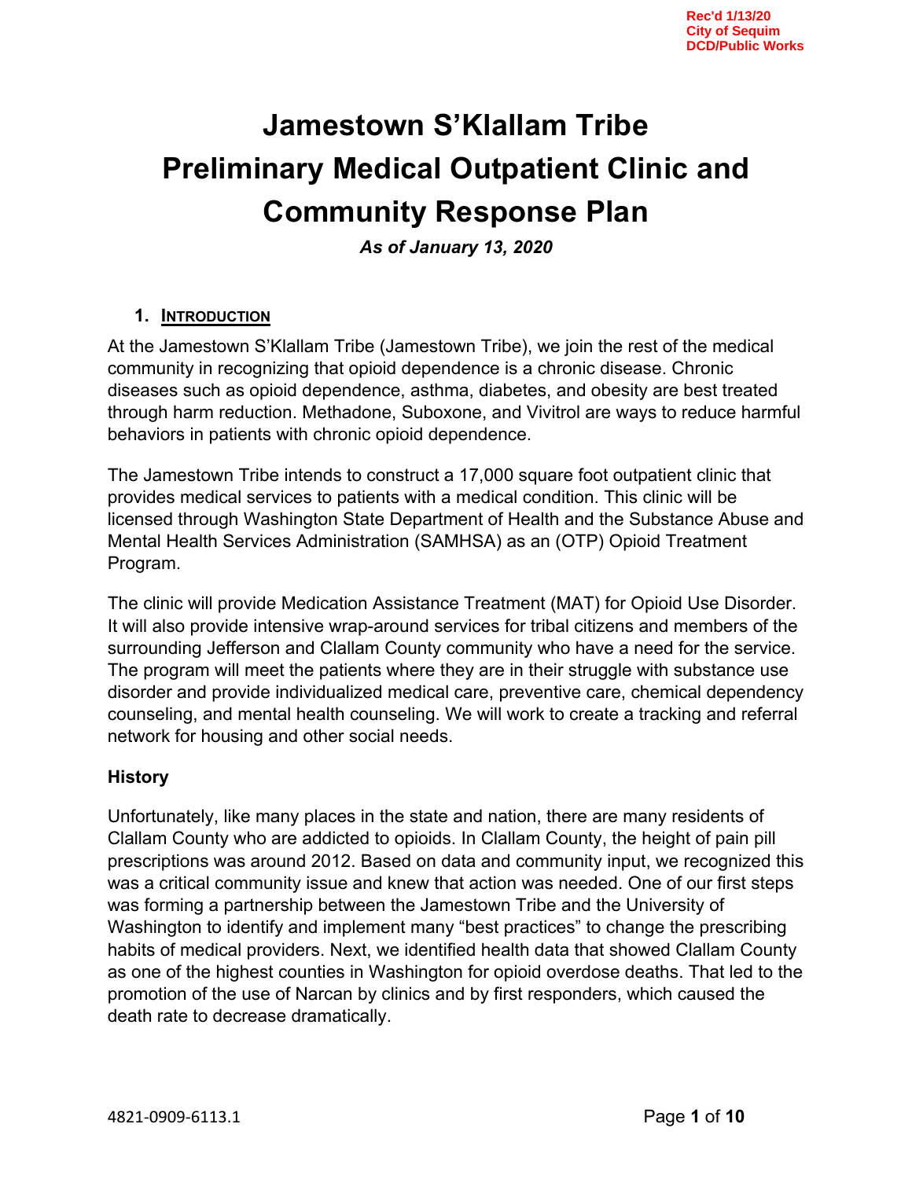Rec'd 1/13/20
City of Sequim
DCD/Public Works

# Jamestown S'Klallam Tribe Preliminary Medical Outpatient Clinic and Community Response Plan

***As of January 13, 2020***

## 1. Introduction

At the Jamestown S'Klallam Tribe (Jamestown Tribe), we join the rest of the medical community in recognizing that opioid dependence is a chronic disease. Chronic diseases such as opioid dependence, asthma, diabetes, and obesity are best treated through harm reduction. Methadone, Suboxone, and Vivitrol are ways to reduce harmful behaviors in patients with chronic opioid dependence.

The Jamestown Tribe intends to construct a 17,000 square foot outpatient clinic that provides medical services to patients with a medical condition. This clinic will be licensed through Washington State Department of Health and the Substance Abuse and Mental Health Services Administration (SAMHSA) as an (OTP) Opioid Treatment Program.

The clinic will provide Medication Assistance Treatment (MAT) for Opioid Use Disorder. It will also provide intensive wrap-around services for tribal citizens and members of the surrounding Jefferson and Clallam County community who have a need for the service. The program will meet the patients where they are in their struggle with substance use disorder and provide individualized medical care, preventive care, chemical dependency counseling, and mental health counseling. We will work to create a tracking and referral network for housing and other social needs.

### History

Unfortunately, like many places in the state and nation, there are many residents of Clallam County who are addicted to opioids. In Clallam County, the height of pain pill prescriptions was around 2012. Based on data and community input, we recognized this was a critical community issue and knew that action was needed. One of our first steps was forming a partnership between the Jamestown Tribe and the University of Washington to identify and implement many "best practices" to change the prescribing habits of medical providers. Next, we identified health data that showed Clallam County as one of the highest counties in Washington for opioid overdose deaths. That led to the promotion of the use of Narcan by clinics and by first responders, which caused the death rate to decrease dramatically.

4821-0909-6113.1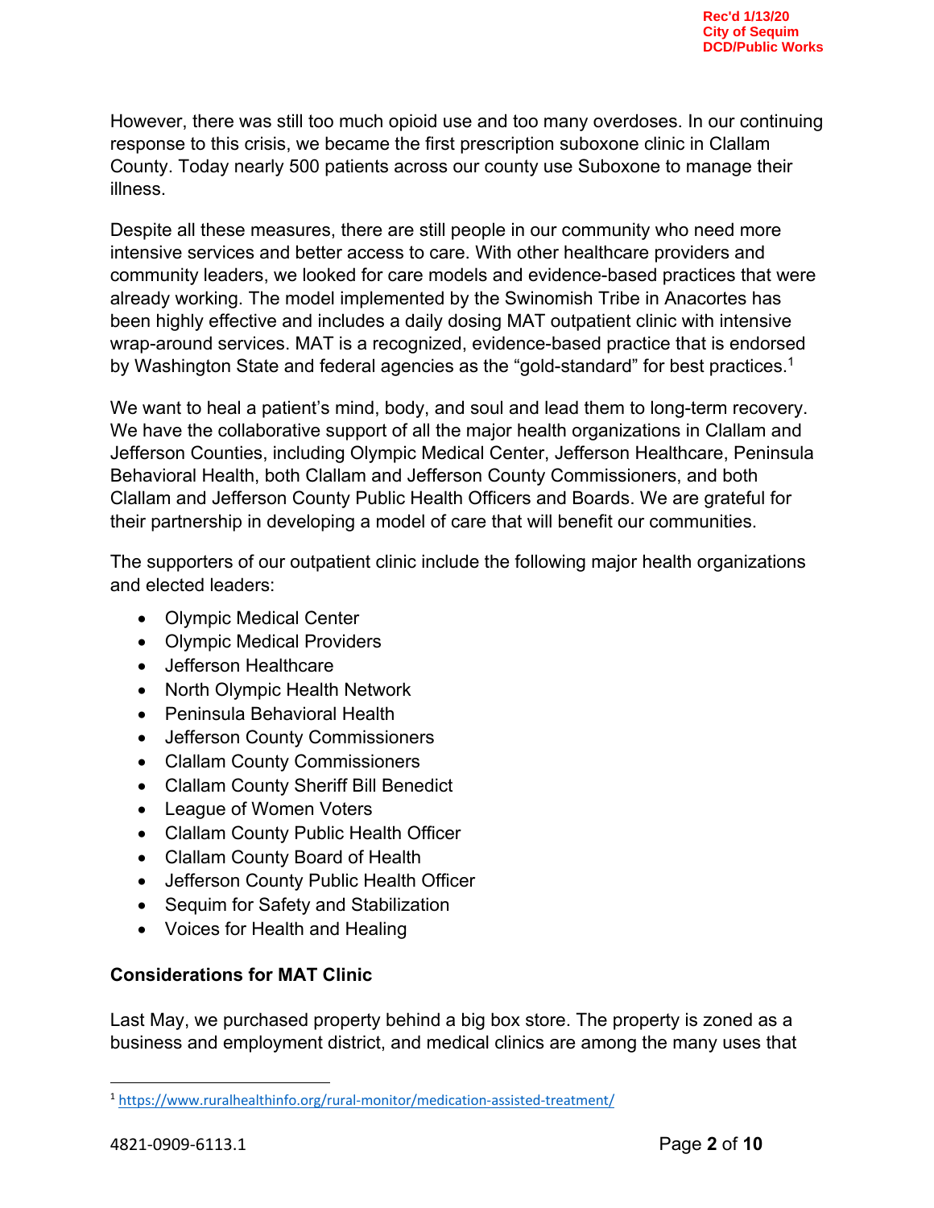However, there was still too much opioid use and too many overdoses. In our continuing response to this crisis, we became the first prescription suboxone clinic in Clallam County. Today nearly 500 patients across our county use Suboxone to manage their illness.

Despite all these measures, there are still people in our community who need more intensive services and better access to care. With other healthcare providers and community leaders, we looked for care models and evidence-based practices that were already working. The model implemented by the Swinomish Tribe in Anacortes has been highly effective and includes a daily dosing MAT outpatient clinic with intensive wrap-around services. MAT is a recognized, evidence-based practice that is endorsed by Washington State and federal agencies as the "gold-standard" for best practices.[1]

We want to heal a patient's mind, body, and soul and lead them to long-term recovery. We have the collaborative support of all the major health organizations in Clallam and Jefferson Counties, including Olympic Medical Center, Jefferson Healthcare, Peninsula Behavioral Health, both Clallam and Jefferson County Commissioners, and both Clallam and Jefferson County Public Health Officers and Boards. We are grateful for their partnership in developing a model of care that will benefit our communities.

The supporters of our outpatient clinic include the following major health organizations and elected leaders:

- Olympic Medical Center
- Olympic Medical Providers
- Jefferson Healthcare
- North Olympic Health Network
- Peninsula Behavioral Health
- Jefferson County Commissioners
- Clallam County Commissioners
- Clallam County Sheriff Bill Benedict
- League of Women Voters
- Clallam County Public Health Officer
- Clallam County Board of Health
- Jefferson County Public Health Officer
- Sequim for Safety and Stabilization
- Voices for Health and Healing

**Considerations for MAT Clinic**

Last May, we purchased property behind a big box store. The property is zoned as a business and employment district, and medical clinics are among the many uses that

[1] https://www.ruralhealthinfo.org/rural-monitor/medication-assisted-treatment/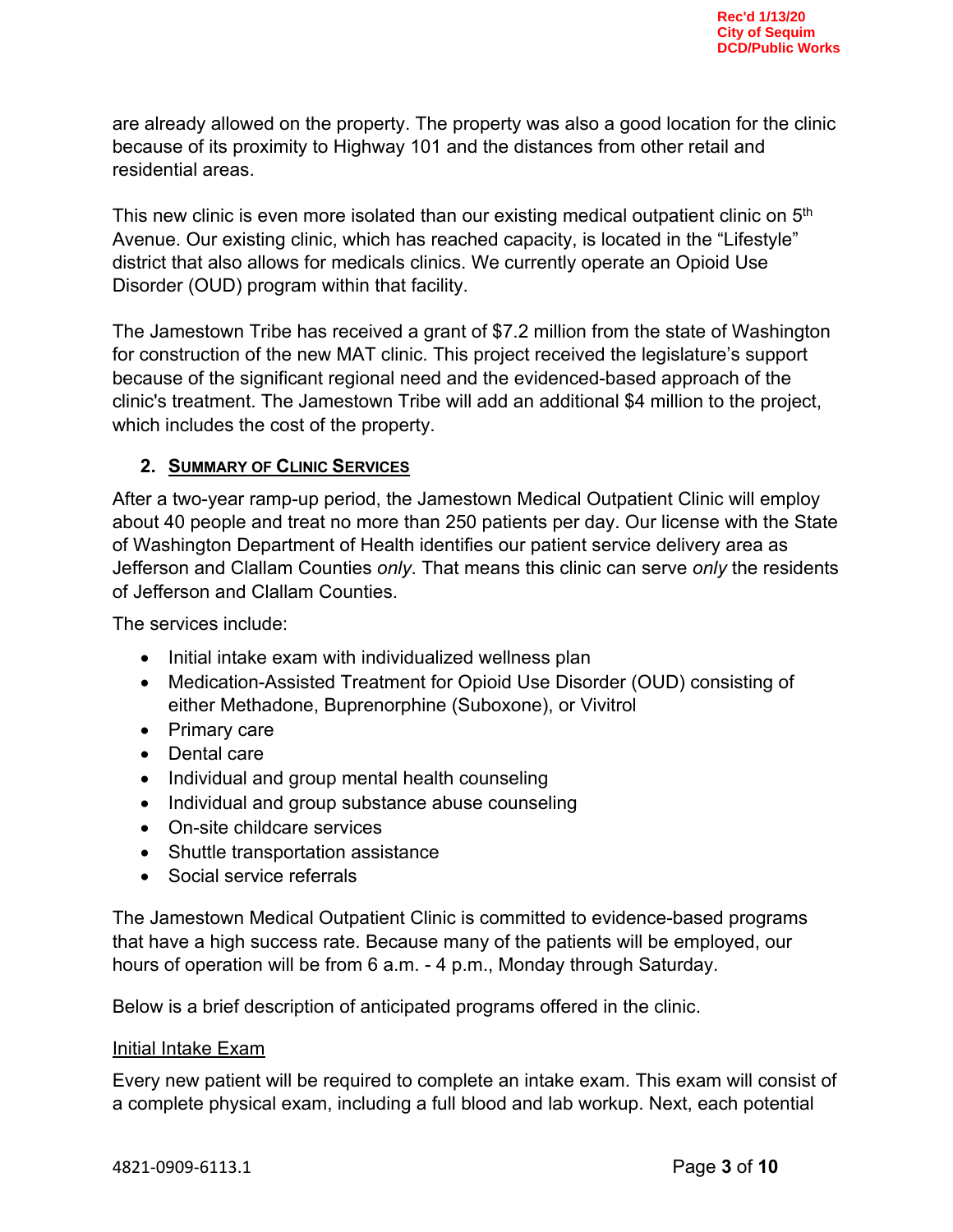are already allowed on the property. The property was also a good location for the clinic because of its proximity to Highway 101 and the distances from other retail and residential areas.

This new clinic is even more isolated than our existing medical outpatient clinic on 5th Avenue. Our existing clinic, which has reached capacity, is located in the "Lifestyle" district that also allows for medicals clinics. We currently operate an Opioid Use Disorder (OUD) program within that facility.

The Jamestown Tribe has received a grant of $7.2 million from the state of Washington for construction of the new MAT clinic. This project received the legislature's support because of the significant regional need and the evidenced-based approach of the clinic's treatment. The Jamestown Tribe will add an additional $4 million to the project, which includes the cost of the property.

## 2. Summary of Clinic Services

After a two-year ramp-up period, the Jamestown Medical Outpatient Clinic will employ about 40 people and treat no more than 250 patients per day. Our license with the State of Washington Department of Health identifies our patient service delivery area as Jefferson and Clallam Counties *only*. That means this clinic can serve *only* the residents of Jefferson and Clallam Counties.

The services include:

- Initial intake exam with individualized wellness plan
- Medication-Assisted Treatment for Opioid Use Disorder (OUD) consisting of either Methadone, Buprenorphine (Suboxone), or Vivitrol
- Primary care
- Dental care
- Individual and group mental health counseling
- Individual and group substance abuse counseling
- On-site childcare services
- Shuttle transportation assistance
- Social service referrals

The Jamestown Medical Outpatient Clinic is committed to evidence-based programs that have a high success rate. Because many of the patients will be employed, our hours of operation will be from 6 a.m. - 4 p.m., Monday through Saturday.

Below is a brief description of anticipated programs offered in the clinic.

### Initial Intake Exam

Every new patient will be required to complete an intake exam. This exam will consist of a complete physical exam, including a full blood and lab workup. Next, each potential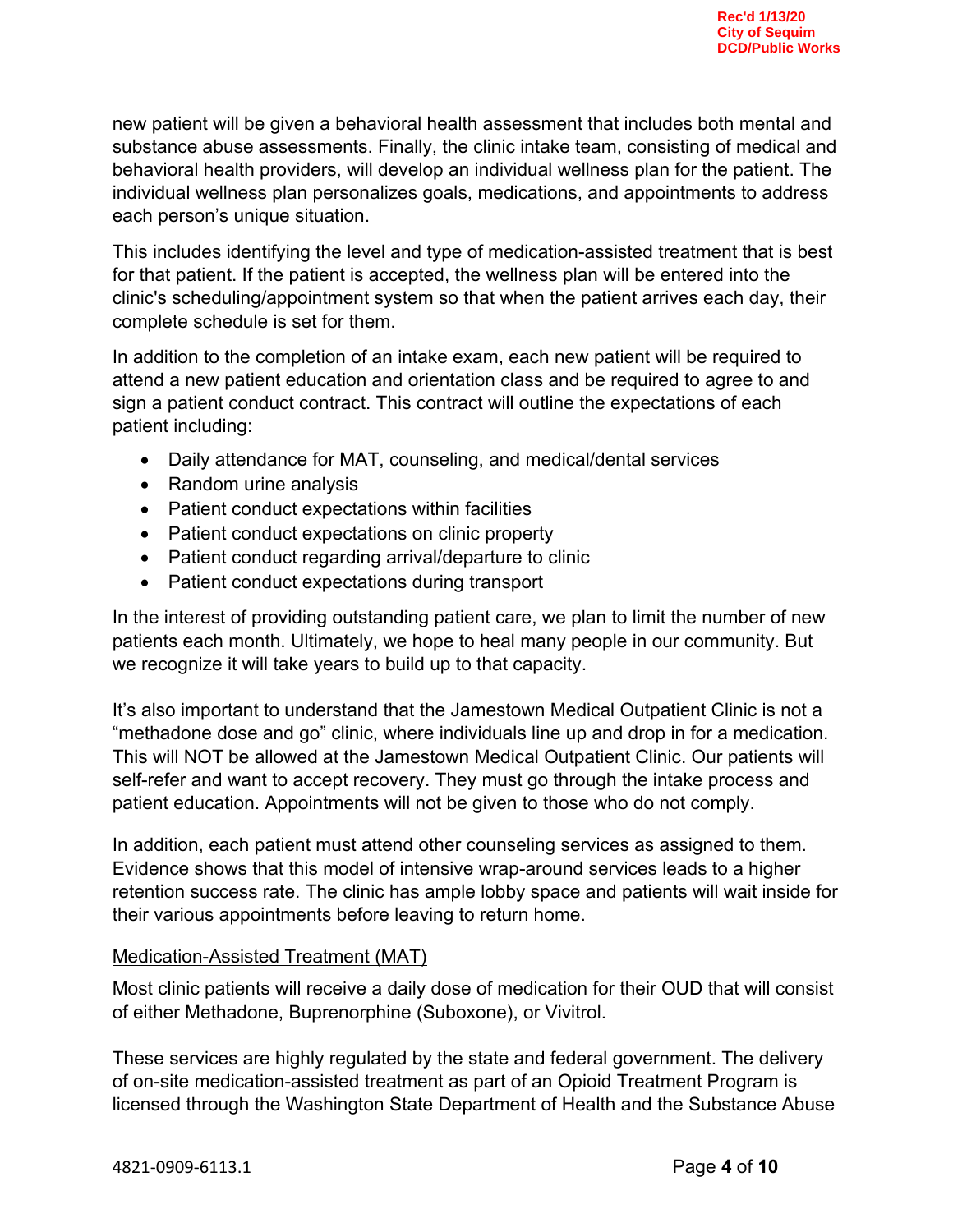new patient will be given a behavioral health assessment that includes both mental and substance abuse assessments. Finally, the clinic intake team, consisting of medical and behavioral health providers, will develop an individual wellness plan for the patient. The individual wellness plan personalizes goals, medications, and appointments to address each person's unique situation.

This includes identifying the level and type of medication-assisted treatment that is best for that patient. If the patient is accepted, the wellness plan will be entered into the clinic's scheduling/appointment system so that when the patient arrives each day, their complete schedule is set for them.

In addition to the completion of an intake exam, each new patient will be required to attend a new patient education and orientation class and be required to agree to and sign a patient conduct contract. This contract will outline the expectations of each patient including:

- Daily attendance for MAT, counseling, and medical/dental services
- Random urine analysis
- Patient conduct expectations within facilities
- Patient conduct expectations on clinic property
- Patient conduct regarding arrival/departure to clinic
- Patient conduct expectations during transport

In the interest of providing outstanding patient care, we plan to limit the number of new patients each month. Ultimately, we hope to heal many people in our community. But we recognize it will take years to build up to that capacity.

It's also important to understand that the Jamestown Medical Outpatient Clinic is not a "methadone dose and go" clinic, where individuals line up and drop in for a medication. This will NOT be allowed at the Jamestown Medical Outpatient Clinic. Our patients will self-refer and want to accept recovery. They must go through the intake process and patient education. Appointments will not be given to those who do not comply.

In addition, each patient must attend other counseling services as assigned to them. Evidence shows that this model of intensive wrap-around services leads to a higher retention success rate. The clinic has ample lobby space and patients will wait inside for their various appointments before leaving to return home.

## Medication-Assisted Treatment (MAT)

Most clinic patients will receive a daily dose of medication for their OUD that will consist of either Methadone, Buprenorphine (Suboxone), or Vivitrol.

These services are highly regulated by the state and federal government. The delivery of on-site medication-assisted treatment as part of an Opioid Treatment Program is licensed through the Washington State Department of Health and the Substance Abuse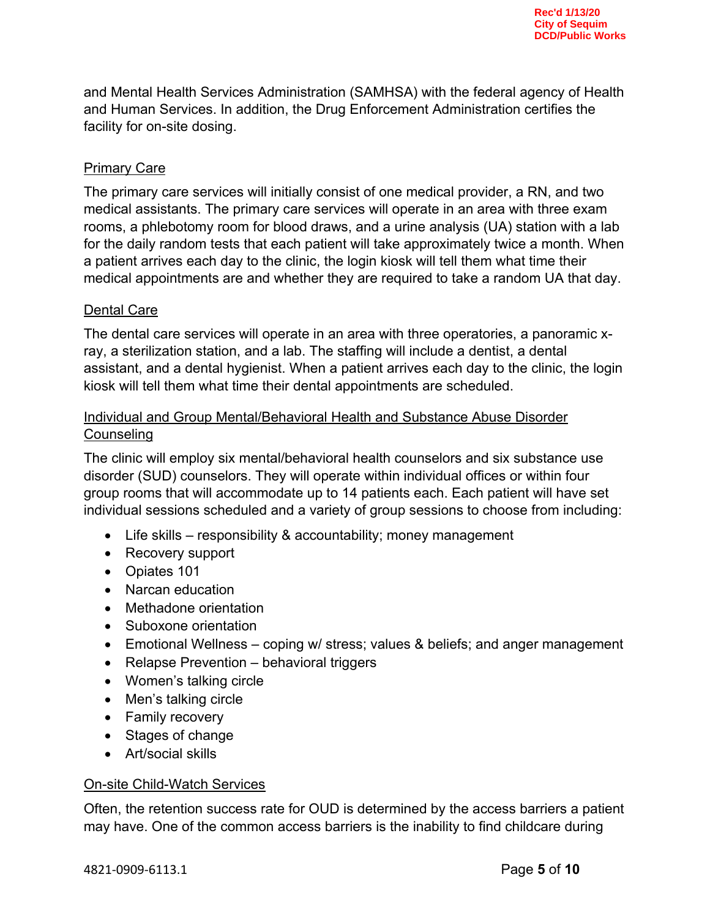and Mental Health Services Administration (SAMHSA) with the federal agency of Health and Human Services. In addition, the Drug Enforcement Administration certifies the facility for on-site dosing.

## Primary Care

The primary care services will initially consist of one medical provider, a RN, and two medical assistants. The primary care services will operate in an area with three exam rooms, a phlebotomy room for blood draws, and a urine analysis (UA) station with a lab for the daily random tests that each patient will take approximately twice a month. When a patient arrives each day to the clinic, the login kiosk will tell them what time their medical appointments are and whether they are required to take a random UA that day.

## Dental Care

The dental care services will operate in an area with three operatories, a panoramic x-ray, a sterilization station, and a lab. The staffing will include a dentist, a dental assistant, and a dental hygienist. When a patient arrives each day to the clinic, the login kiosk will tell them what time their dental appointments are scheduled.

## Individual and Group Mental/Behavioral Health and Substance Abuse Disorder Counseling

The clinic will employ six mental/behavioral health counselors and six substance use disorder (SUD) counselors. They will operate within individual offices or within four group rooms that will accommodate up to 14 patients each. Each patient will have set individual sessions scheduled and a variety of group sessions to choose from including:

- Life skills – responsibility & accountability; money management
- Recovery support
- Opiates 101
- Narcan education
- Methadone orientation
- Suboxone orientation
- Emotional Wellness – coping w/ stress; values & beliefs; and anger management
- Relapse Prevention – behavioral triggers
- Women's talking circle
- Men's talking circle
- Family recovery
- Stages of change
- Art/social skills

## On-site Child-Watch Services

Often, the retention success rate for OUD is determined by the access barriers a patient may have. One of the common access barriers is the inability to find childcare during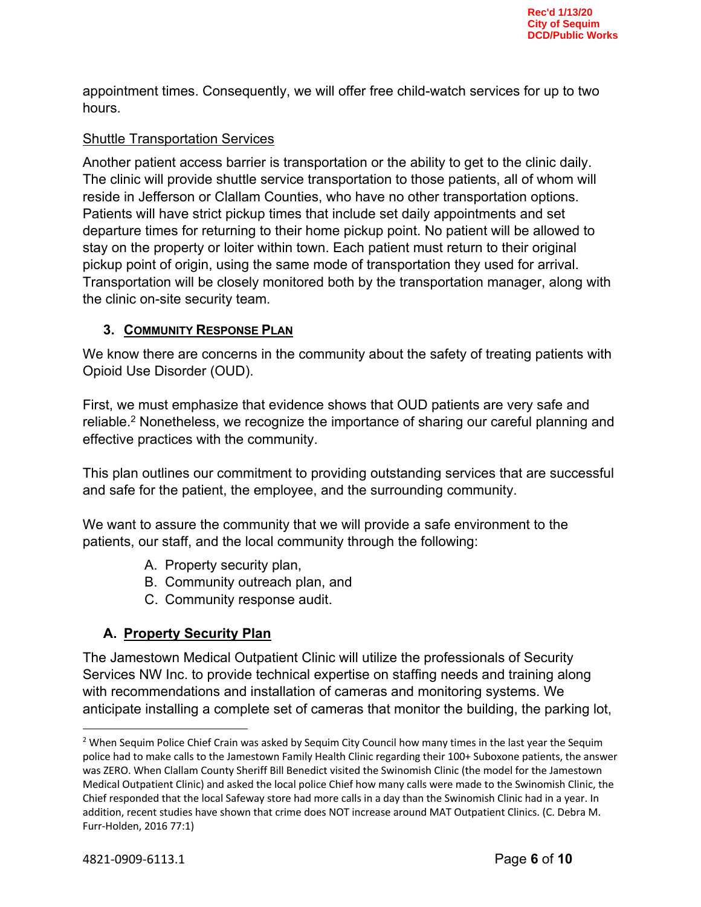appointment times. Consequently, we will offer free child-watch services for up to two hours.

Shuttle Transportation Services

Another patient access barrier is transportation or the ability to get to the clinic daily. The clinic will provide shuttle service transportation to those patients, all of whom will reside in Jefferson or Clallam Counties, who have no other transportation options. Patients will have strict pickup times that include set daily appointments and set departure times for returning to their home pickup point. No patient will be allowed to stay on the property or loiter within town. Each patient must return to their original pickup point of origin, using the same mode of transportation they used for arrival. Transportation will be closely monitored both by the transportation manager, along with the clinic on-site security team.

### 3. Community Response Plan

We know there are concerns in the community about the safety of treating patients with Opioid Use Disorder (OUD).

First, we must emphasize that evidence shows that OUD patients are very safe and reliable.[2] Nonetheless, we recognize the importance of sharing our careful planning and effective practices with the community.

This plan outlines our commitment to providing outstanding services that are successful and safe for the patient, the employee, and the surrounding community.

We want to assure the community that we will provide a safe environment to the patients, our staff, and the local community through the following:

A. Property security plan,
B. Community outreach plan, and
C. Community response audit.

### A. Property Security Plan

The Jamestown Medical Outpatient Clinic will utilize the professionals of Security Services NW Inc. to provide technical expertise on staffing needs and training along with recommendations and installation of cameras and monitoring systems. We anticipate installing a complete set of cameras that monitor the building, the parking lot,

---

[2] When Sequim Police Chief Crain was asked by Sequim City Council how many times in the last year the Sequim police had to make calls to the Jamestown Family Health Clinic regarding their 100+ Suboxone patients, the answer was ZERO. When Clallam County Sheriff Bill Benedict visited the Swinomish Clinic (the model for the Jamestown Medical Outpatient Clinic) and asked the local police Chief how many calls were made to the Swinomish Clinic, the Chief responded that the local Safeway store had more calls in a day than the Swinomish Clinic had in a year. In addition, recent studies have shown that crime does NOT increase around MAT Outpatient Clinics. (C. Debra M. Furr-Holden, 2016 77:1)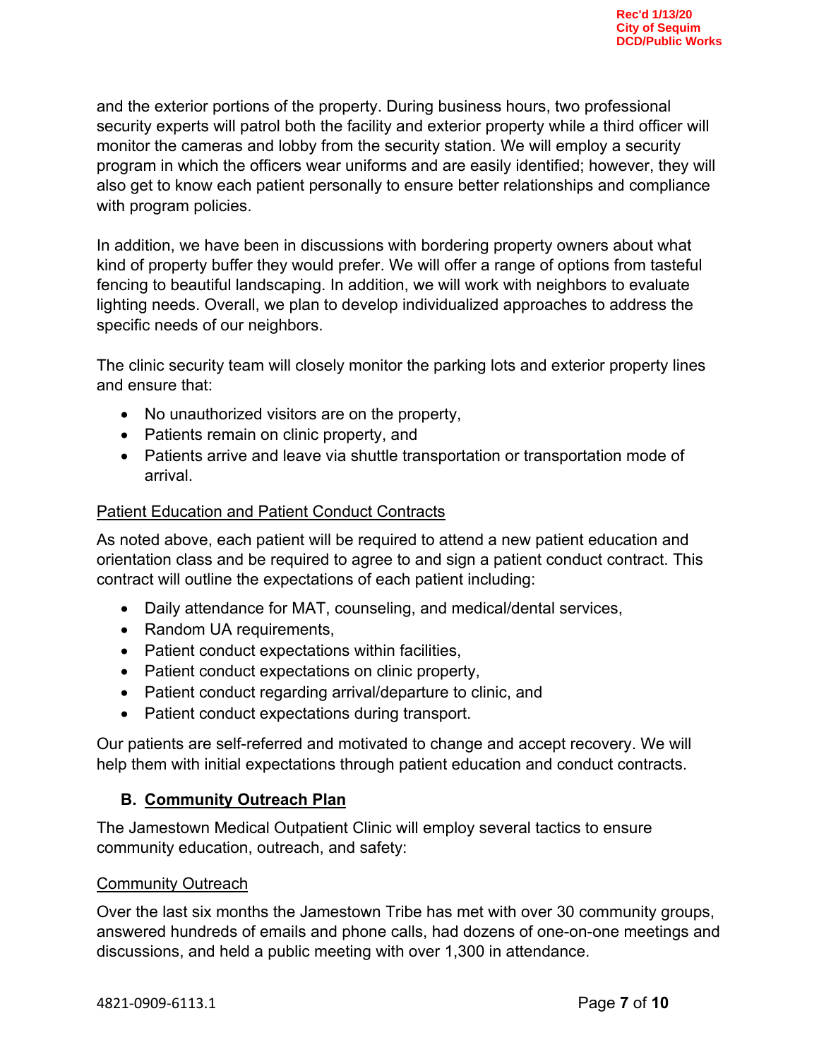and the exterior portions of the property. During business hours, two professional security experts will patrol both the facility and exterior property while a third officer will monitor the cameras and lobby from the security station. We will employ a security program in which the officers wear uniforms and are easily identified; however, they will also get to know each patient personally to ensure better relationships and compliance with program policies.

In addition, we have been in discussions with bordering property owners about what kind of property buffer they would prefer. We will offer a range of options from tasteful fencing to beautiful landscaping. In addition, we will work with neighbors to evaluate lighting needs. Overall, we plan to develop individualized approaches to address the specific needs of our neighbors.

The clinic security team will closely monitor the parking lots and exterior property lines and ensure that:

- No unauthorized visitors are on the property,
- Patients remain on clinic property, and
- Patients arrive and leave via shuttle transportation or transportation mode of arrival.

Patient Education and Patient Conduct Contracts

As noted above, each patient will be required to attend a new patient education and orientation class and be required to agree to and sign a patient conduct contract. This contract will outline the expectations of each patient including:

- Daily attendance for MAT, counseling, and medical/dental services,
- Random UA requirements,
- Patient conduct expectations within facilities,
- Patient conduct expectations on clinic property,
- Patient conduct regarding arrival/departure to clinic, and
- Patient conduct expectations during transport.

Our patients are self-referred and motivated to change and accept recovery. We will help them with initial expectations through patient education and conduct contracts.

### B. Community Outreach Plan

The Jamestown Medical Outpatient Clinic will employ several tactics to ensure community education, outreach, and safety:

Community Outreach

Over the last six months the Jamestown Tribe has met with over 30 community groups, answered hundreds of emails and phone calls, had dozens of one-on-one meetings and discussions, and held a public meeting with over 1,300 in attendance.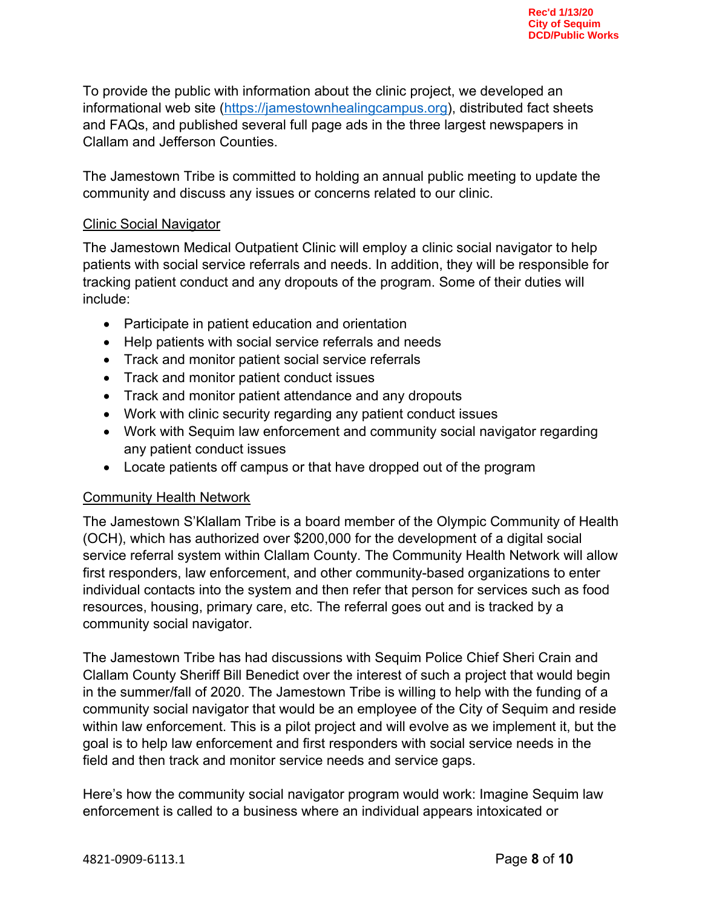Rec'd 1/13/20
City of Sequim
DCD/Public Works

To provide the public with information about the clinic project, we developed an informational web site (https://jamestownhealingcampus.org), distributed fact sheets and FAQs, and published several full page ads in the three largest newspapers in Clallam and Jefferson Counties.

The Jamestown Tribe is committed to holding an annual public meeting to update the community and discuss any issues or concerns related to our clinic.

<u>Clinic Social Navigator</u>

The Jamestown Medical Outpatient Clinic will employ a clinic social navigator to help patients with social service referrals and needs. In addition, they will be responsible for tracking patient conduct and any dropouts of the program. Some of their duties will include:

- Participate in patient education and orientation
- Help patients with social service referrals and needs
- Track and monitor patient social service referrals
- Track and monitor patient conduct issues
- Track and monitor patient attendance and any dropouts
- Work with clinic security regarding any patient conduct issues
- Work with Sequim law enforcement and community social navigator regarding any patient conduct issues
- Locate patients off campus or that have dropped out of the program

<u>Community Health Network</u>

The Jamestown S'Klallam Tribe is a board member of the Olympic Community of Health (OCH), which has authorized over $200,000 for the development of a digital social service referral system within Clallam County. The Community Health Network will allow first responders, law enforcement, and other community-based organizations to enter individual contacts into the system and then refer that person for services such as food resources, housing, primary care, etc. The referral goes out and is tracked by a community social navigator.

The Jamestown Tribe has had discussions with Sequim Police Chief Sheri Crain and Clallam County Sheriff Bill Benedict over the interest of such a project that would begin in the summer/fall of 2020. The Jamestown Tribe is willing to help with the funding of a community social navigator that would be an employee of the City of Sequim and reside within law enforcement. This is a pilot project and will evolve as we implement it, but the goal is to help law enforcement and first responders with social service needs in the field and then track and monitor service needs and service gaps.

Here's how the community social navigator program would work: Imagine Sequim law enforcement is called to a business where an individual appears intoxicated or

4821-0909-6113.1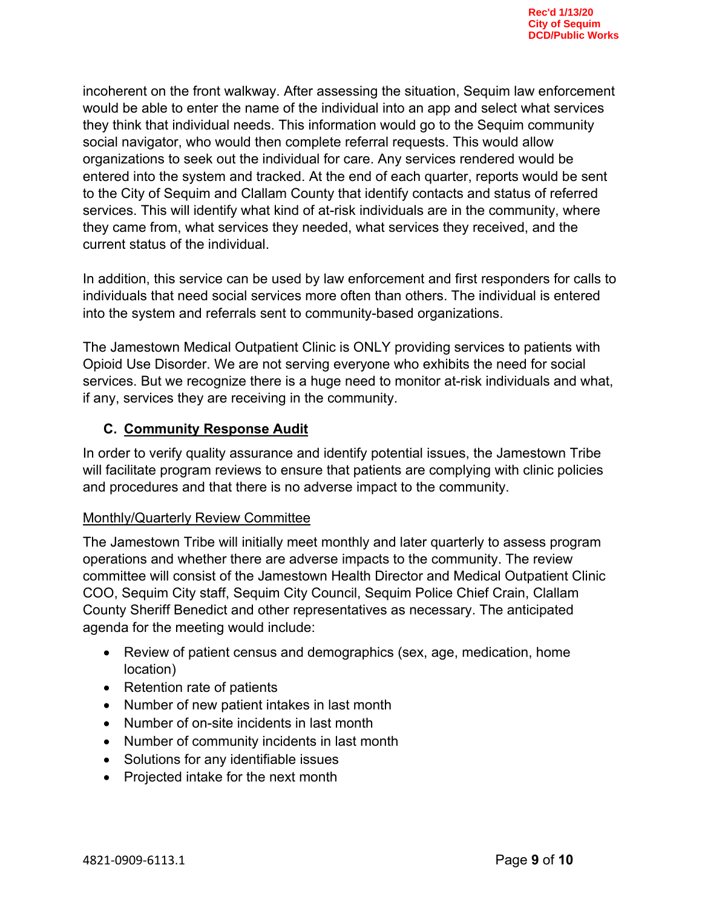incoherent on the front walkway. After assessing the situation, Sequim law enforcement would be able to enter the name of the individual into an app and select what services they think that individual needs. This information would go to the Sequim community social navigator, who would then complete referral requests. This would allow organizations to seek out the individual for care. Any services rendered would be entered into the system and tracked. At the end of each quarter, reports would be sent to the City of Sequim and Clallam County that identify contacts and status of referred services. This will identify what kind of at-risk individuals are in the community, where they came from, what services they needed, what services they received, and the current status of the individual.

In addition, this service can be used by law enforcement and first responders for calls to individuals that need social services more often than others. The individual is entered into the system and referrals sent to community-based organizations.

The Jamestown Medical Outpatient Clinic is ONLY providing services to patients with Opioid Use Disorder. We are not serving everyone who exhibits the need for social services. But we recognize there is a huge need to monitor at-risk individuals and what, if any, services they are receiving in the community.

### C. Community Response Audit

In order to verify quality assurance and identify potential issues, the Jamestown Tribe will facilitate program reviews to ensure that patients are complying with clinic policies and procedures and that there is no adverse impact to the community.

Monthly/Quarterly Review Committee

The Jamestown Tribe will initially meet monthly and later quarterly to assess program operations and whether there are adverse impacts to the community. The review committee will consist of the Jamestown Health Director and Medical Outpatient Clinic COO, Sequim City staff, Sequim City Council, Sequim Police Chief Crain, Clallam County Sheriff Benedict and other representatives as necessary. The anticipated agenda for the meeting would include:

- Review of patient census and demographics (sex, age, medication, home location)
- Retention rate of patients
- Number of new patient intakes in last month
- Number of on-site incidents in last month
- Number of community incidents in last month
- Solutions for any identifiable issues
- Projected intake for the next month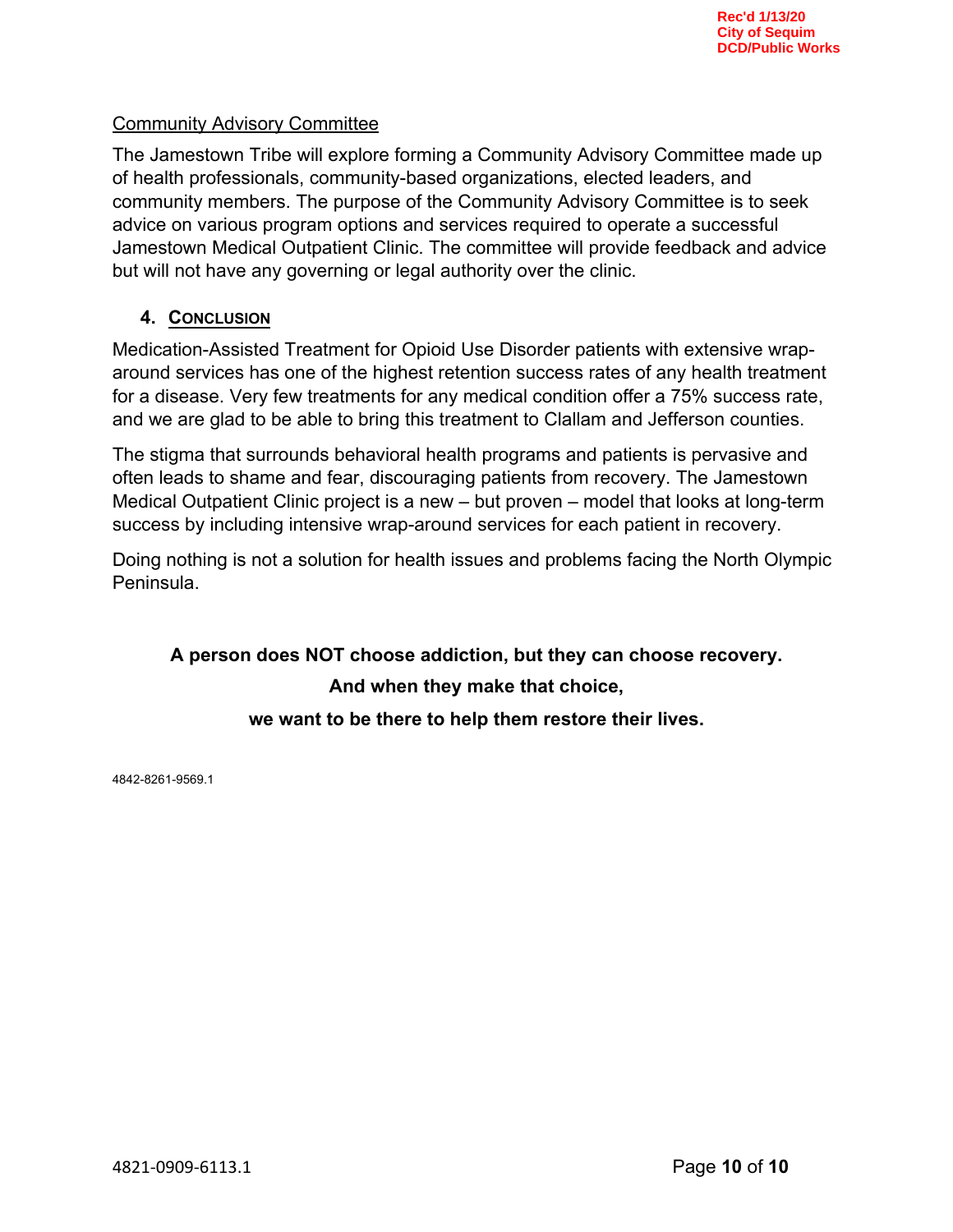Rec'd 1/13/20
City of Sequim
DCD/Public Works

Community Advisory Committee

The Jamestown Tribe will explore forming a Community Advisory Committee made up of health professionals, community-based organizations, elected leaders, and community members. The purpose of the Community Advisory Committee is to seek advice on various program options and services required to operate a successful Jamestown Medical Outpatient Clinic. The committee will provide feedback and advice but will not have any governing or legal authority over the clinic.

## 4. CONCLUSION

Medication-Assisted Treatment for Opioid Use Disorder patients with extensive wrap-around services has one of the highest retention success rates of any health treatment for a disease. Very few treatments for any medical condition offer a 75% success rate, and we are glad to be able to bring this treatment to Clallam and Jefferson counties.

The stigma that surrounds behavioral health programs and patients is pervasive and often leads to shame and fear, discouraging patients from recovery. The Jamestown Medical Outpatient Clinic project is a new – but proven – model that looks at long-term success by including intensive wrap-around services for each patient in recovery.

Doing nothing is not a solution for health issues and problems facing the North Olympic Peninsula.

**A person does NOT choose addiction, but they can choose recovery.**

**And when they make that choice,**

**we want to be there to help them restore their lives.**

4842-8261-9569.1

4821-0909-6113.1